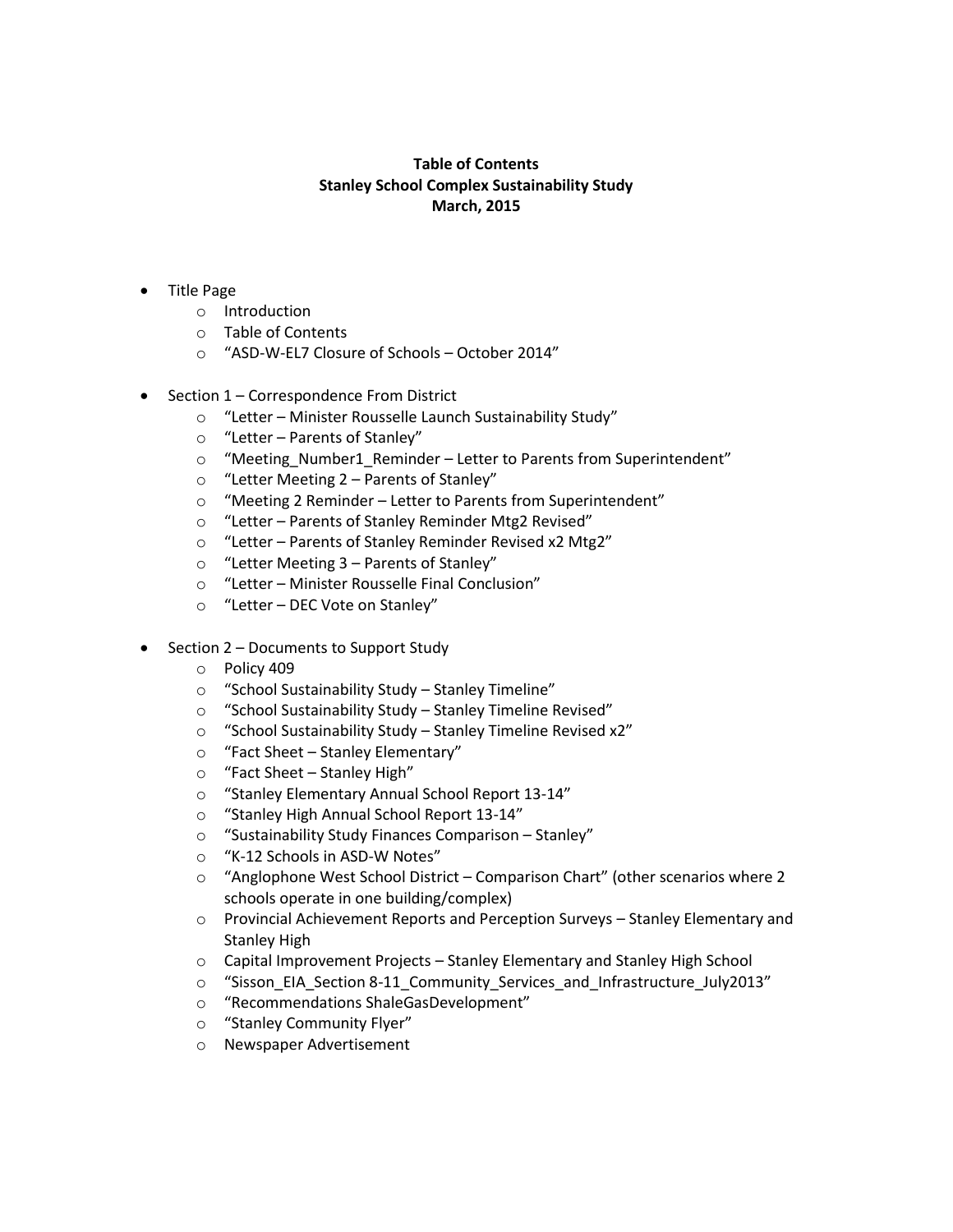**Table of Contents**
**Stanley School Complex Sustainability Study**
**March, 2015**

- Title Page
  - Introduction
  - Table of Contents
  - "ASD-W-EL7 Closure of Schools – October 2014"

- Section 1 – Correspondence From District
  - "Letter – Minister Rousselle Launch Sustainability Study"
  - "Letter – Parents of Stanley"
  - "Meeting_Number1_Reminder – Letter to Parents from Superintendent"
  - "Letter Meeting 2 – Parents of Stanley"
  - "Meeting 2 Reminder – Letter to Parents from Superintendent"
  - "Letter – Parents of Stanley Reminder Mtg2 Revised"
  - "Letter – Parents of Stanley Reminder Revised x2 Mtg2"
  - "Letter Meeting 3 – Parents of Stanley"
  - "Letter – Minister Rousselle Final Conclusion"
  - "Letter – DEC Vote on Stanley"

- Section 2 – Documents to Support Study
  - Policy 409
  - "School Sustainability Study – Stanley Timeline"
  - "School Sustainability Study – Stanley Timeline Revised"
  - "School Sustainability Study – Stanley Timeline Revised x2"
  - "Fact Sheet – Stanley Elementary"
  - "Fact Sheet – Stanley High"
  - "Stanley Elementary Annual School Report 13-14"
  - "Stanley High Annual School Report 13-14"
  - "Sustainability Study Finances Comparison – Stanley"
  - "K-12 Schools in ASD-W Notes"
  - "Anglophone West School District – Comparison Chart" (other scenarios where 2 schools operate in one building/complex)
  - Provincial Achievement Reports and Perception Surveys – Stanley Elementary and Stanley High
  - Capital Improvement Projects – Stanley Elementary and Stanley High School
  - "Sisson_EIA_Section 8-11_Community_Services_and_Infrastructure_July2013"
  - "Recommendations ShaleGasDevelopment"
  - "Stanley Community Flyer"
  - Newspaper Advertisement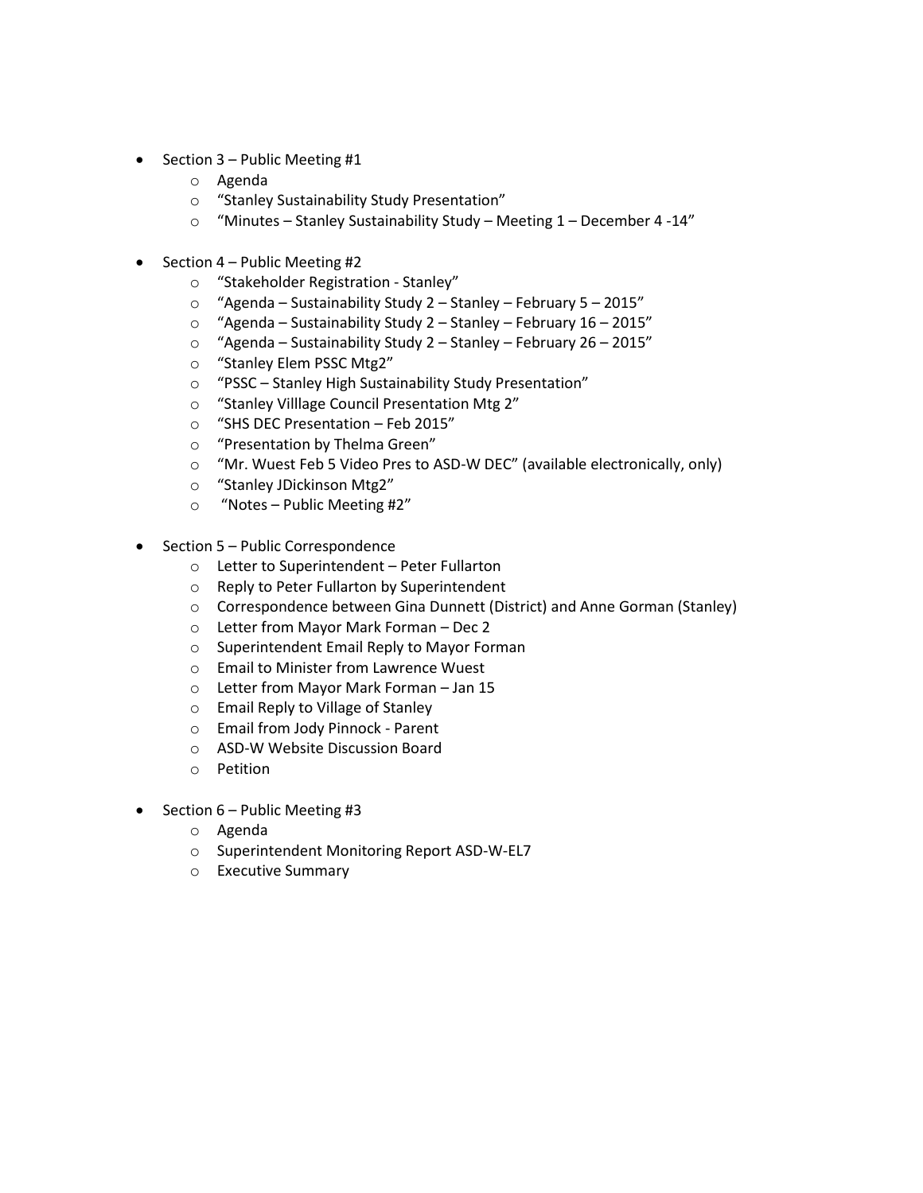- Section 3 – Public Meeting #1
  - Agenda
  - "Stanley Sustainability Study Presentation"
  - "Minutes – Stanley Sustainability Study – Meeting 1 – December 4 -14"

- Section 4 – Public Meeting #2
  - "Stakeholder Registration - Stanley"
  - "Agenda – Sustainability Study 2 – Stanley – February 5 – 2015"
  - "Agenda – Sustainability Study 2 – Stanley – February 16 – 2015"
  - "Agenda – Sustainability Study 2 – Stanley – February 26 – 2015"
  - "Stanley Elem PSSC Mtg2"
  - "PSSC – Stanley High Sustainability Study Presentation"
  - "Stanley Villlage Council Presentation Mtg 2"
  - "SHS DEC Presentation – Feb 2015"
  - "Presentation by Thelma Green"
  - "Mr. Wuest Feb 5 Video Pres to ASD-W DEC" (available electronically, only)
  - "Stanley JDickinson Mtg2"
  - "Notes – Public Meeting #2"

- Section 5 – Public Correspondence
  - Letter to Superintendent – Peter Fullarton
  - Reply to Peter Fullarton by Superintendent
  - Correspondence between Gina Dunnett (District) and Anne Gorman (Stanley)
  - Letter from Mayor Mark Forman – Dec 2
  - Superintendent Email Reply to Mayor Forman
  - Email to Minister from Lawrence Wuest
  - Letter from Mayor Mark Forman – Jan 15
  - Email Reply to Village of Stanley
  - Email from Jody Pinnock - Parent
  - ASD-W Website Discussion Board
  - Petition

- Section 6 – Public Meeting #3
  - Agenda
  - Superintendent Monitoring Report ASD-W-EL7
  - Executive Summary